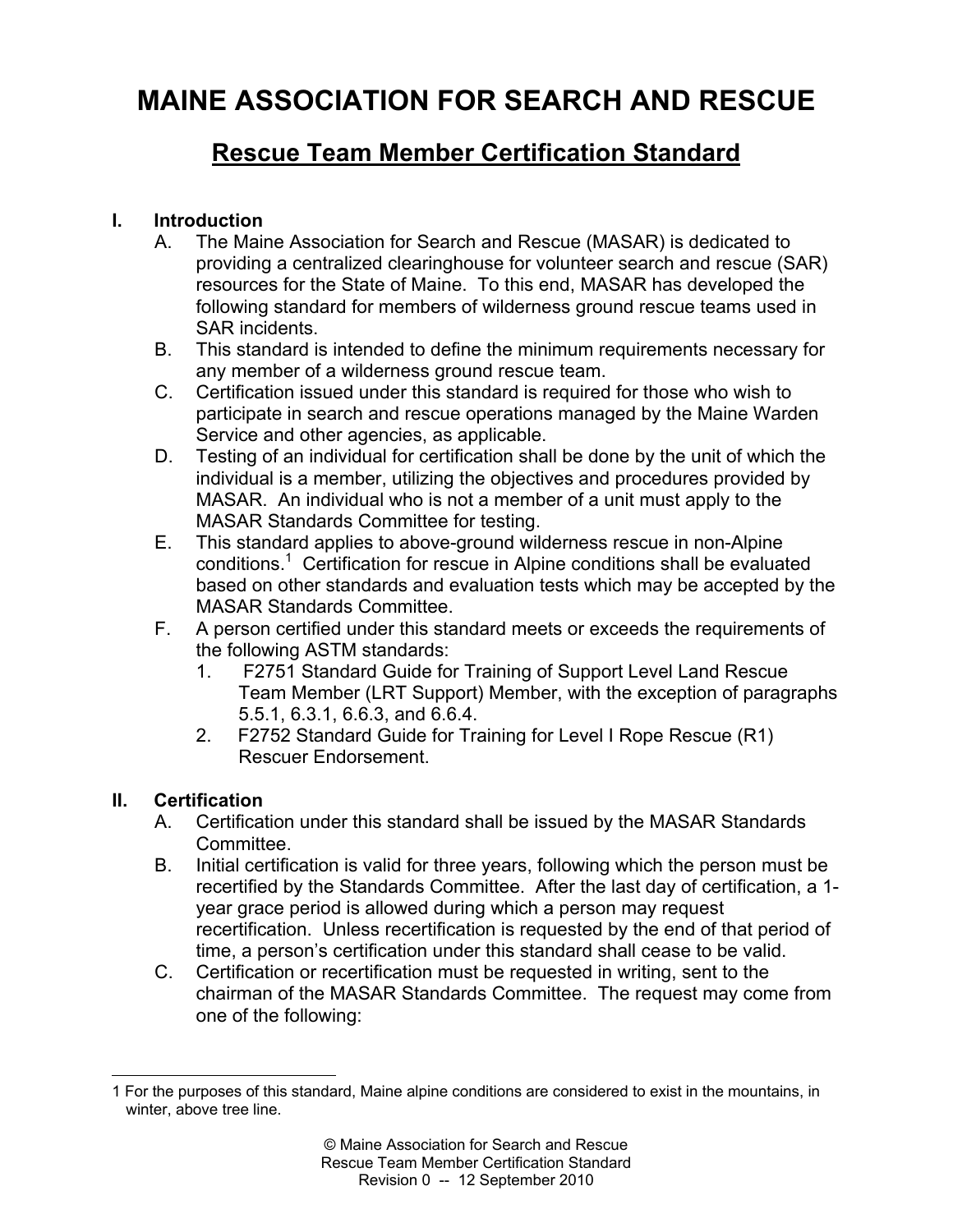# MAINE ASSOCIATION FOR SEARCH AND RESCUE

## Rescue Team Member Certification Standard

### I. Introduction

A. The Maine Association for Search and Rescue (MASAR) is dedicated to providing a centralized clearinghouse for volunteer search and rescue (SAR) resources for the State of Maine. To this end, MASAR has developed the following standard for members of wilderness ground rescue teams used in SAR incidents.

B. This standard is intended to define the minimum requirements necessary for any member of a wilderness ground rescue team.

C. Certification issued under this standard is required for those who wish to participate in search and rescue operations managed by the Maine Warden Service and other agencies, as applicable.

D. Testing of an individual for certification shall be done by the unit of which the individual is a member, utilizing the objectives and procedures provided by MASAR. An individual who is not a member of a unit must apply to the MASAR Standards Committee for testing.

E. This standard applies to above-ground wilderness rescue in non-Alpine conditions.[1] Certification for rescue in Alpine conditions shall be evaluated based on other standards and evaluation tests which may be accepted by the MASAR Standards Committee.

F. A person certified under this standard meets or exceeds the requirements of the following ASTM standards:

1. F2751 Standard Guide for Training of Support Level Land Rescue Team Member (LRT Support) Member, with the exception of paragraphs 5.5.1, 6.3.1, 6.6.3, and 6.6.4.
2. F2752 Standard Guide for Training for Level I Rope Rescue (R1) Rescuer Endorsement.

### II. Certification

A. Certification under this standard shall be issued by the MASAR Standards Committee.

B. Initial certification is valid for three years, following which the person must be recertified by the Standards Committee. After the last day of certification, a 1-year grace period is allowed during which a person may request recertification. Unless recertification is requested by the end of that period of time, a person's certification under this standard shall cease to be valid.

C. Certification or recertification must be requested in writing, sent to the chairman of the MASAR Standards Committee. The request may come from one of the following:

---

[1] For the purposes of this standard, Maine alpine conditions are considered to exist in the mountains, in winter, above tree line.

© Maine Association for Search and Rescue
Rescue Team Member Certification Standard
Revision 0 -- 12 September 2010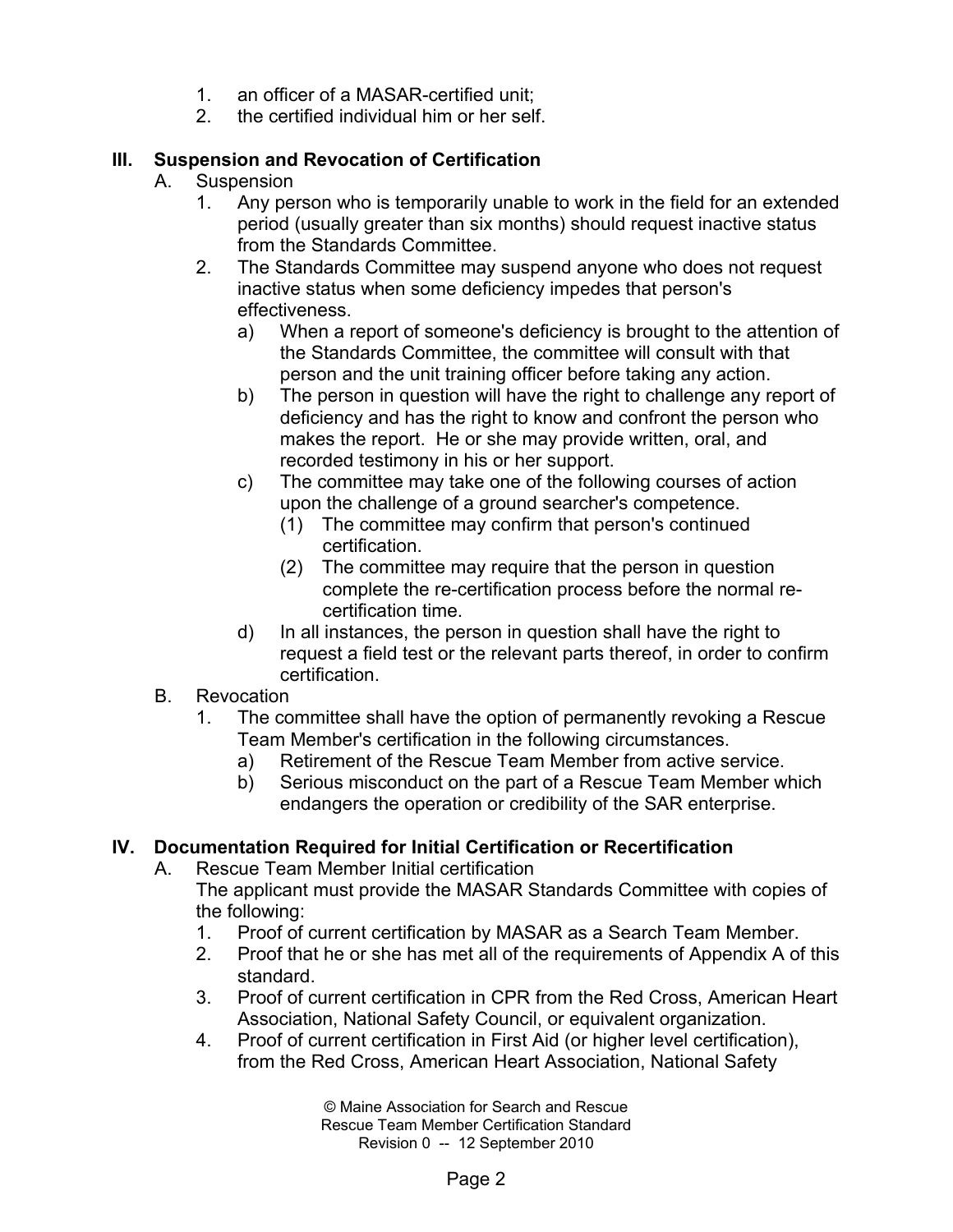1. an officer of a MASAR-certified unit;
2. the certified individual him or her self.

## III. Suspension and Revocation of Certification

A. Suspension

1. Any person who is temporarily unable to work in the field for an extended period (usually greater than six months) should request inactive status from the Standards Committee.
2. The Standards Committee may suspend anyone who does not request inactive status when some deficiency impedes that person's effectiveness.
    a) When a report of someone's deficiency is brought to the attention of the Standards Committee, the committee will consult with that person and the unit training officer before taking any action.
    b) The person in question will have the right to challenge any report of deficiency and has the right to know and confront the person who makes the report. He or she may provide written, oral, and recorded testimony in his or her support.
    c) The committee may take one of the following courses of action upon the challenge of a ground searcher's competence.
        (1) The committee may confirm that person's continued certification.
        (2) The committee may require that the person in question complete the re-certification process before the normal re-certification time.
    d) In all instances, the person in question shall have the right to request a field test or the relevant parts thereof, in order to confirm certification.

B. Revocation

1. The committee shall have the option of permanently revoking a Rescue Team Member's certification in the following circumstances.
    a) Retirement of the Rescue Team Member from active service.
    b) Serious misconduct on the part of a Rescue Team Member which endangers the operation or credibility of the SAR enterprise.

## IV. Documentation Required for Initial Certification or Recertification

A. Rescue Team Member Initial certification

The applicant must provide the MASAR Standards Committee with copies of the following:

1. Proof of current certification by MASAR as a Search Team Member.
2. Proof that he or she has met all of the requirements of Appendix A of this standard.
3. Proof of current certification in CPR from the Red Cross, American Heart Association, National Safety Council, or equivalent organization.
4. Proof of current certification in First Aid (or higher level certification), from the Red Cross, American Heart Association, National Safety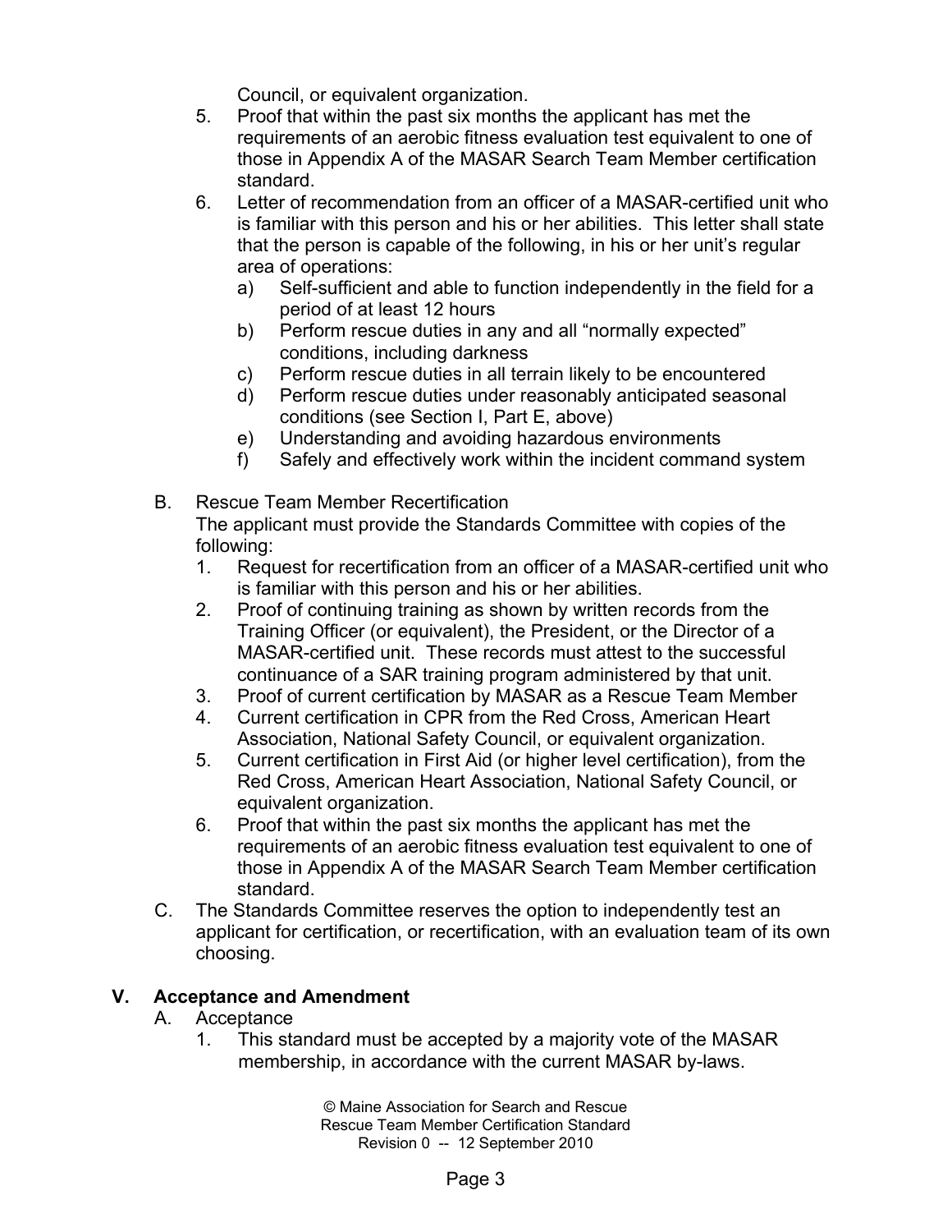Council, or equivalent organization.

5. Proof that within the past six months the applicant has met the requirements of an aerobic fitness evaluation test equivalent to one of those in Appendix A of the MASAR Search Team Member certification standard.
6. Letter of recommendation from an officer of a MASAR-certified unit who is familiar with this person and his or her abilities. This letter shall state that the person is capable of the following, in his or her unit's regular area of operations:
   a) Self-sufficient and able to function independently in the field for a period of at least 12 hours
   b) Perform rescue duties in any and all "normally expected" conditions, including darkness
   c) Perform rescue duties in all terrain likely to be encountered
   d) Perform rescue duties under reasonably anticipated seasonal conditions (see Section I, Part E, above)
   e) Understanding and avoiding hazardous environments
   f) Safely and effectively work within the incident command system

B. Rescue Team Member Recertification

The applicant must provide the Standards Committee with copies of the following:

1. Request for recertification from an officer of a MASAR-certified unit who is familiar with this person and his or her abilities.
2. Proof of continuing training as shown by written records from the Training Officer (or equivalent), the President, or the Director of a MASAR-certified unit. These records must attest to the successful continuance of a SAR training program administered by that unit.
3. Proof of current certification by MASAR as a Rescue Team Member
4. Current certification in CPR from the Red Cross, American Heart Association, National Safety Council, or equivalent organization.
5. Current certification in First Aid (or higher level certification), from the Red Cross, American Heart Association, National Safety Council, or equivalent organization.
6. Proof that within the past six months the applicant has met the requirements of an aerobic fitness evaluation test equivalent to one of those in Appendix A of the MASAR Search Team Member certification standard.

C. The Standards Committee reserves the option to independently test an applicant for certification, or recertification, with an evaluation team of its own choosing.

## V. Acceptance and Amendment

A. Acceptance

1. This standard must be accepted by a majority vote of the MASAR membership, in accordance with the current MASAR by-laws.

© Maine Association for Search and Rescue
Rescue Team Member Certification Standard
Revision 0 -- 12 September 2010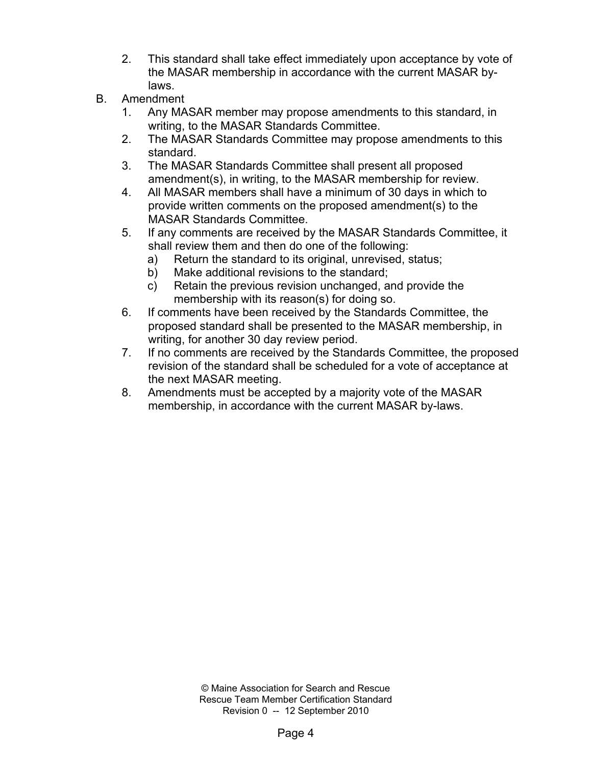2. This standard shall take effect immediately upon acceptance by vote of the MASAR membership in accordance with the current MASAR by-laws.

B. Amendment
   1. Any MASAR member may propose amendments to this standard, in writing, to the MASAR Standards Committee.
   2. The MASAR Standards Committee may propose amendments to this standard.
   3. The MASAR Standards Committee shall present all proposed amendment(s), in writing, to the MASAR membership for review.
   4. All MASAR members shall have a minimum of 30 days in which to provide written comments on the proposed amendment(s) to the MASAR Standards Committee.
   5. If any comments are received by the MASAR Standards Committee, it shall review them and then do one of the following:
      a) Return the standard to its original, unrevised, status;
      b) Make additional revisions to the standard;
      c) Retain the previous revision unchanged, and provide the membership with its reason(s) for doing so.
   6. If comments have been received by the Standards Committee, the proposed standard shall be presented to the MASAR membership, in writing, for another 30 day review period.
   7. If no comments are received by the Standards Committee, the proposed revision of the standard shall be scheduled for a vote of acceptance at the next MASAR meeting.
   8. Amendments must be accepted by a majority vote of the MASAR membership, in accordance with the current MASAR by-laws.